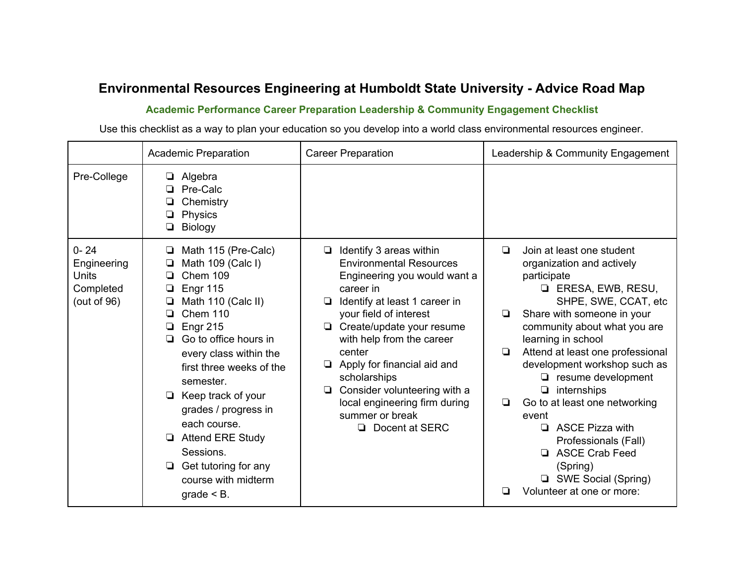# Environmental Resources Engineering at Humboldt State University - Advice Road Map

**Academic Performance Career Preparation Leadership & Community Engagement Checklist**

Use this checklist as a way to plan your education so you develop into a world class environmental resources engineer.

| | Academic Preparation | Career Preparation | Leadership & Community Engagement |
|---|---|---|---|
| Pre-College | ❏ Algebra<br>❏ Pre-Calc<br>❏ Chemistry<br>❏ Physics<br>❏ Biology | | |
| 0- 24 Engineering Units Completed (out of 96) | ❏ Math 115 (Pre-Calc)<br>❏ Math 109 (Calc I)<br>❏ Chem 109<br>❏ Engr 115<br>❏ Math 110 (Calc II)<br>❏ Chem 110<br>❏ Engr 215<br>❏ Go to office hours in every class within the first three weeks of the semester.<br>❏ Keep track of your grades / progress in each course.<br>❏ Attend ERE Study Sessions.<br>❏ Get tutoring for any course with midterm grade < B. | ❏ Identify 3 areas within Environmental Resources Engineering you would want a career in<br>❏ Identify at least 1 career in your field of interest<br>❏ Create/update your resume with help from the career center<br>❏ Apply for financial aid and scholarships<br>❏ Consider volunteering with a local engineering firm during summer or break<br>&nbsp;&nbsp;&nbsp;&nbsp;❏ Docent at SERC | ❏ Join at least one student organization and actively participate<br>&nbsp;&nbsp;&nbsp;&nbsp;❏ ERESA, EWB, RESU, SHPE, SWE, CCAT, etc<br>❏ Share with someone in your community about what you are learning in school<br>❏ Attend at least one professional development workshop such as<br>&nbsp;&nbsp;&nbsp;&nbsp;❏ resume development<br>&nbsp;&nbsp;&nbsp;&nbsp;❏ internships<br>❏ Go to at least one networking event<br>&nbsp;&nbsp;&nbsp;&nbsp;❏ ASCE Pizza with Professionals (Fall)<br>&nbsp;&nbsp;&nbsp;&nbsp;❏ ASCE Crab Feed (Spring)<br>&nbsp;&nbsp;&nbsp;&nbsp;❏ SWE Social (Spring)<br>❏ Volunteer at one or more: |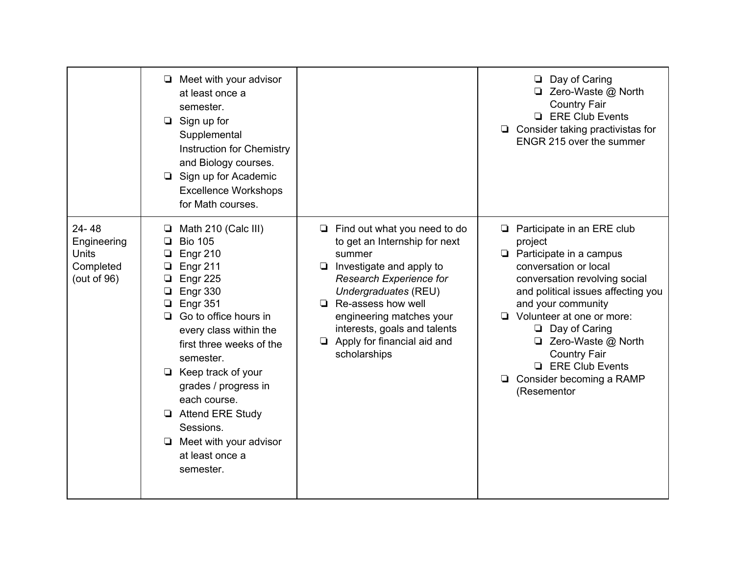| | | | |
|---|---|---|---|
| | ❏ Meet with your advisor at least once a semester.<br>❏ Sign up for Supplemental Instruction for Chemistry and Biology courses.<br>❏ Sign up for Academic Excellence Workshops for Math courses. | | ❏ Day of Caring<br>❏ Zero-Waste @ North Country Fair<br>❏ ERE Club Events<br>❏ Consider taking practivistas for ENGR 215 over the summer |
| 24- 48 Engineering Units Completed (out of 96) | ❏ Math 210 (Calc III)<br>❏ Bio 105<br>❏ Engr 210<br>❏ Engr 211<br>❏ Engr 225<br>❏ Engr 330<br>❏ Engr 351<br>❏ Go to office hours in every class within the first three weeks of the semester.<br>❏ Keep track of your grades / progress in each course.<br>❏ Attend ERE Study Sessions.<br>❏ Meet with your advisor at least once a semester. | ❏ Find out what you need to do to get an Internship for next summer<br>❏ Investigate and apply to *Research Experience for Undergraduates* (REU)<br>❏ Re-assess how well engineering matches your interests, goals and talents<br>❏ Apply for financial aid and scholarships | ❏ Participate in an ERE club project<br>❏ Participate in a campus conversation or local conversation revolving social and political issues affecting you and your community<br>❏ Volunteer at one or more:<br>❏ Day of Caring<br>❏ Zero-Waste @ North Country Fair<br>❏ ERE Club Events<br>❏ Consider becoming a RAMP (Resementor |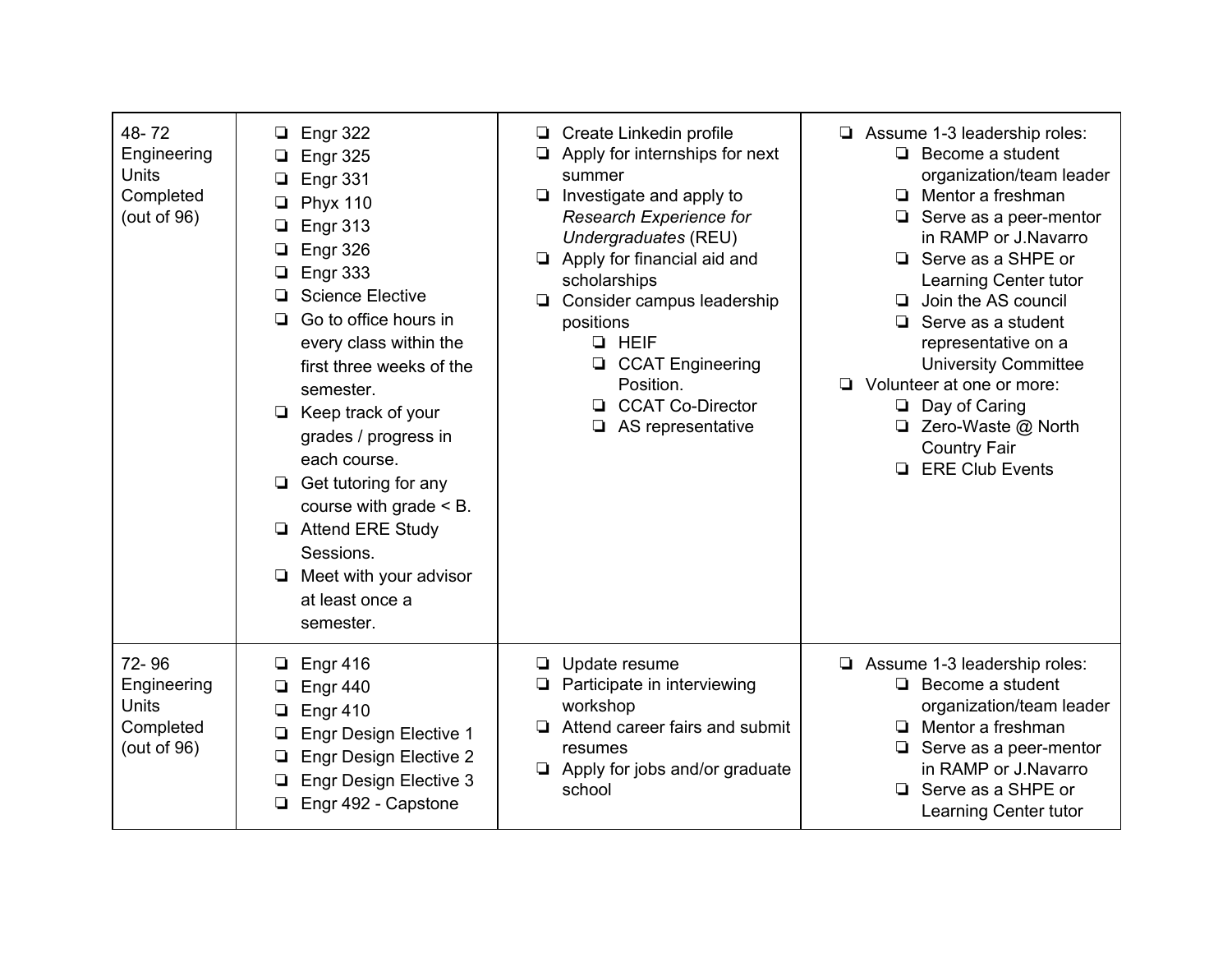| | | | |
|---|---|---|---|
| 48- 72 Engineering Units Completed (out of 96) | ❏ Engr 322<br>❏ Engr 325<br>❏ Engr 331<br>❏ Phyx 110<br>❏ Engr 313<br>❏ Engr 326<br>❏ Engr 333<br>❏ Science Elective<br>❏ Go to office hours in every class within the first three weeks of the semester.<br>❏ Keep track of your grades / progress in each course.<br>❏ Get tutoring for any course with grade < B.<br>❏ Attend ERE Study Sessions.<br>❏ Meet with your advisor at least once a semester. | ❏ Create Linkedin profile<br>❏ Apply for internships for next summer<br>❏ Investigate and apply to *Research Experience for Undergraduates* (REU)<br>❏ Apply for financial aid and scholarships<br>❏ Consider campus leadership positions<br>&nbsp;&nbsp;&nbsp;&nbsp;❏ HEIF<br>&nbsp;&nbsp;&nbsp;&nbsp;❏ CCAT Engineering Position.<br>&nbsp;&nbsp;&nbsp;&nbsp;❏ CCAT Co-Director<br>&nbsp;&nbsp;&nbsp;&nbsp;❏ AS representative | ❏ Assume 1-3 leadership roles:<br>&nbsp;&nbsp;&nbsp;&nbsp;❏ Become a student organization/team leader<br>&nbsp;&nbsp;&nbsp;&nbsp;❏ Mentor a freshman<br>&nbsp;&nbsp;&nbsp;&nbsp;❏ Serve as a peer-mentor in RAMP or J.Navarro<br>&nbsp;&nbsp;&nbsp;&nbsp;❏ Serve as a SHPE or Learning Center tutor<br>&nbsp;&nbsp;&nbsp;&nbsp;❏ Join the AS council<br>&nbsp;&nbsp;&nbsp;&nbsp;❏ Serve as a student representative on a University Committee<br>❏ Volunteer at one or more:<br>&nbsp;&nbsp;&nbsp;&nbsp;❏ Day of Caring<br>&nbsp;&nbsp;&nbsp;&nbsp;❏ Zero-Waste @ North Country Fair<br>&nbsp;&nbsp;&nbsp;&nbsp;❏ ERE Club Events |
| 72- 96 Engineering Units Completed (out of 96) | ❏ Engr 416<br>❏ Engr 440<br>❏ Engr 410<br>❏ Engr Design Elective 1<br>❏ Engr Design Elective 2<br>❏ Engr Design Elective 3<br>❏ Engr 492 - Capstone | ❏ Update resume<br>❏ Participate in interviewing workshop<br>❏ Attend career fairs and submit resumes<br>❏ Apply for jobs and/or graduate school | ❏ Assume 1-3 leadership roles:<br>&nbsp;&nbsp;&nbsp;&nbsp;❏ Become a student organization/team leader<br>&nbsp;&nbsp;&nbsp;&nbsp;❏ Mentor a freshman<br>&nbsp;&nbsp;&nbsp;&nbsp;❏ Serve as a peer-mentor in RAMP or J.Navarro<br>&nbsp;&nbsp;&nbsp;&nbsp;❏ Serve as a SHPE or Learning Center tutor |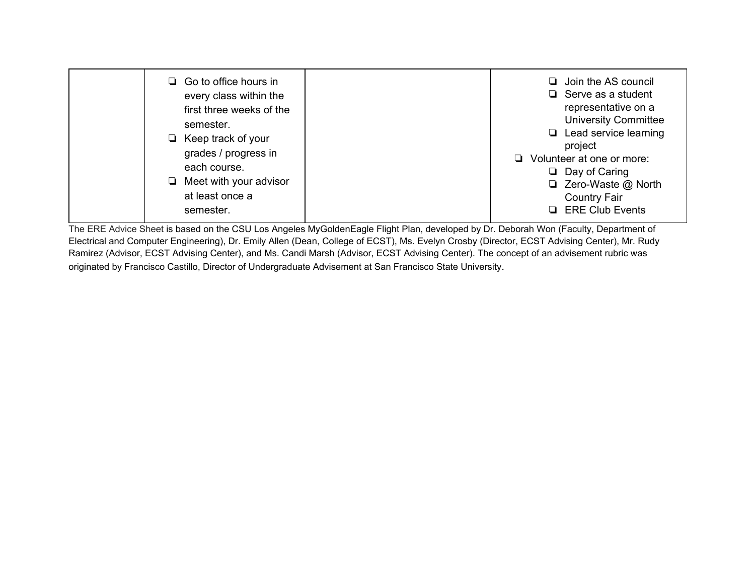| | | | |
|---|---|---|---|
| | ❏ Go to office hours in every class within the first three weeks of the semester.<br>❏ Keep track of your grades / progress in each course.<br>❏ Meet with your advisor at least once a semester. | | ❏ Join the AS council<br>❏ Serve as a student representative on a University Committee<br>❏ Lead service learning project<br>❏ Volunteer at one or more:<br>❏ Day of Caring<br>❏ Zero-Waste @ North Country Fair<br>❏ ERE Club Events |

The ERE Advice Sheet is based on the CSU Los Angeles MyGoldenEagle Flight Plan, developed by Dr. Deborah Won (Faculty, Department of Electrical and Computer Engineering), Dr. Emily Allen (Dean, College of ECST), Ms. Evelyn Crosby (Director, ECST Advising Center), Mr. Rudy Ramirez (Advisor, ECST Advising Center), and Ms. Candi Marsh (Advisor, ECST Advising Center). The concept of an advisement rubric was originated by Francisco Castillo, Director of Undergraduate Advisement at San Francisco State University.